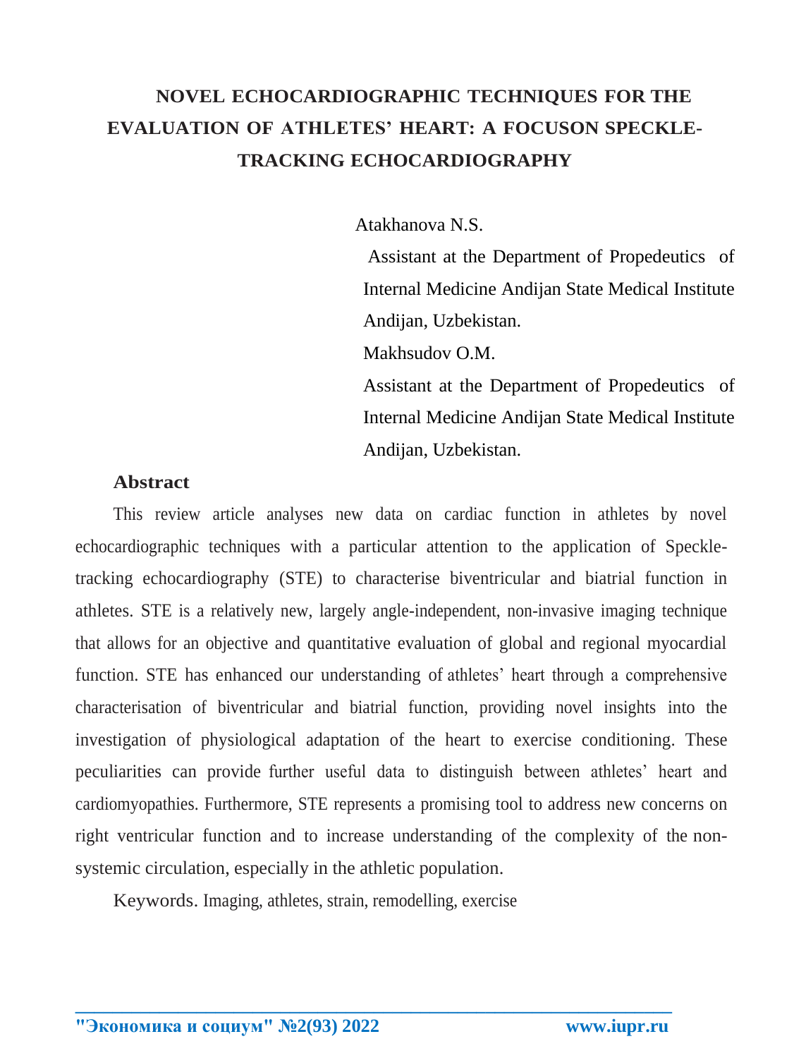# NOVEL ECHOCARDIOGRAPHIC TECHNIQUES FOR THE EVALUATION OF ATHLETES' HEART: A FOCUSON SPECKLE-TRACKING ECHOCARDIOGRAPHY

Atakhanova N.S.

Assistant at the Department of Propedeutics of Internal Medicine Andijan State Medical Institute Andijan, Uzbekistan.

Makhsudov O.M.

Assistant at the Department of Propedeutics of Internal Medicine Andijan State Medical Institute Andijan, Uzbekistan.

## Abstract

This review article analyses new data on cardiac function in athletes by novel echocardiographic techniques with a particular attention to the application of Speckle-tracking echocardiography (STE) to characterise biventricular and biatrial function in athletes. STE is a relatively new, largely angle-independent, non-invasive imaging technique that allows for an objective and quantitative evaluation of global and regional myocardial function. STE has enhanced our understanding of athletes' heart through a comprehensive characterisation of biventricular and biatrial function, providing novel insights into the investigation of physiological adaptation of the heart to exercise conditioning. These peculiarities can provide further useful data to distinguish between athletes' heart and cardiomyopathies. Furthermore, STE represents a promising tool to address new concerns on right ventricular function and to increase understanding of the complexity of the non-systemic circulation, especially in the athletic population.

Keywords. Imaging, athletes, strain, remodelling, exercise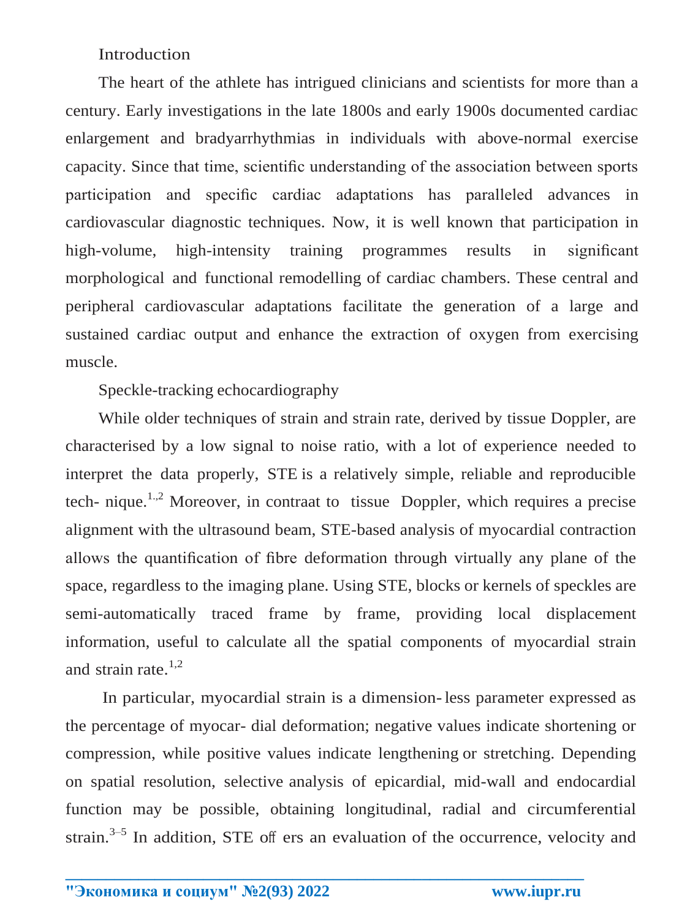## Introduction

The heart of the athlete has intrigued clinicians and scientists for more than a century. Early investigations in the late 1800s and early 1900s documented cardiac enlargement and bradyarrhythmias in individuals with above-normal exercise capacity. Since that time, scientific understanding of the association between sports participation and specific cardiac adaptations has paralleled advances in cardiovascular diagnostic techniques. Now, it is well known that participation in high-volume, high-intensity training programmes results in significant morphological and functional remodelling of cardiac chambers. These central and peripheral cardiovascular adaptations facilitate the generation of a large and sustained cardiac output and enhance the extraction of oxygen from exercising muscle.

## Speckle-tracking echocardiography

While older techniques of strain and strain rate, derived by tissue Doppler, are characterised by a low signal to noise ratio, with a lot of experience needed to interpret the data properly, STE is a relatively simple, reliable and reproducible tech- nique.[1,2] Moreover, in contraat to tissue Doppler, which requires a precise alignment with the ultrasound beam, STE-based analysis of myocardial contraction allows the quantification of fibre deformation through virtually any plane of the space, regardless to the imaging plane. Using STE, blocks or kernels of speckles are semi-automatically traced frame by frame, providing local displacement information, useful to calculate all the spatial components of myocardial strain and strain rate.[1,2]

In particular, myocardial strain is a dimension- less parameter expressed as the percentage of myocar- dial deformation; negative values indicate shortening or compression, while positive values indicate lengthening or stretching. Depending on spatial resolution, selective analysis of epicardial, mid-wall and endocardial function may be possible, obtaining longitudinal, radial and circumferential strain.[3–5] In addition, STE off ers an evaluation of the occurrence, velocity and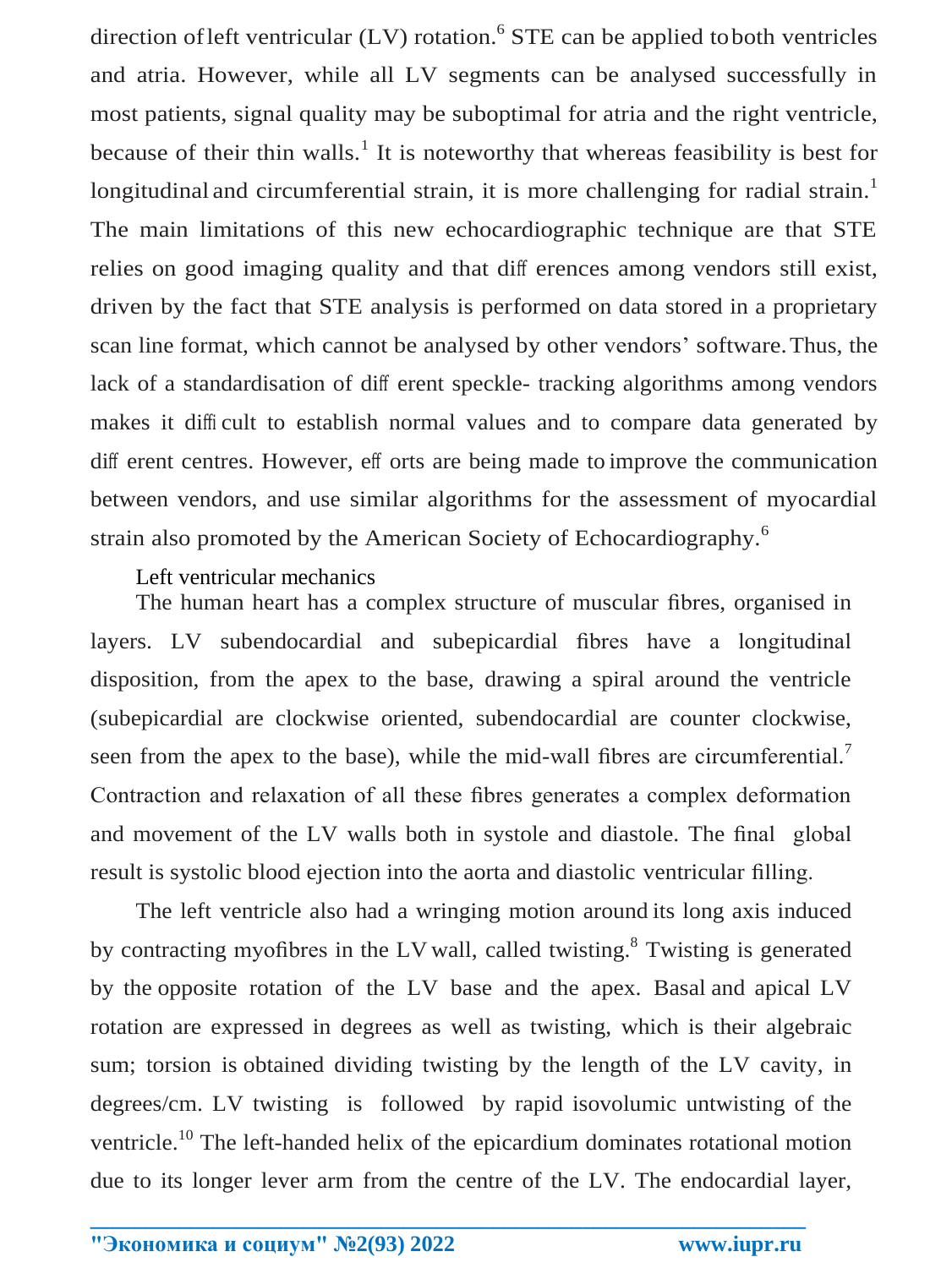direction of left ventricular (LV) rotation.[6] STE can be applied to both ventricles and atria. However, while all LV segments can be analysed successfully in most patients, signal quality may be suboptimal for atria and the right ventricle, because of their thin walls.[1] It is noteworthy that whereas feasibility is best for longitudinal and circumferential strain, it is more challenging for radial strain.[1] The main limitations of this new echocardiographic technique are that STE relies on good imaging quality and that differences among vendors still exist, driven by the fact that STE analysis is performed on data stored in a proprietary scan line format, which cannot be analysed by other vendors' software. Thus, the lack of a standardisation of different speckle- tracking algorithms among vendors makes it difficult to establish normal values and to compare data generated by different centres. However, efforts are being made to improve the communication between vendors, and use similar algorithms for the assessment of myocardial strain also promoted by the American Society of Echocardiography.[6]

## Left ventricular mechanics

The human heart has a complex structure of muscular fibres, organised in layers. LV subendocardial and subepicardial fibres have a longitudinal disposition, from the apex to the base, drawing a spiral around the ventricle (subepicardial are clockwise oriented, subendocardial are counter clockwise, seen from the apex to the base), while the mid-wall fibres are circumferential.[7] Contraction and relaxation of all these fibres generates a complex deformation and movement of the LV walls both in systole and diastole. The final global result is systolic blood ejection into the aorta and diastolic ventricular filling.

The left ventricle also had a wringing motion around its long axis induced by contracting myofibres in the LV wall, called twisting.[8] Twisting is generated by the opposite rotation of the LV base and the apex. Basal and apical LV rotation are expressed in degrees as well as twisting, which is their algebraic sum; torsion is obtained dividing twisting by the length of the LV cavity, in degrees/cm. LV twisting is followed by rapid isovolumic untwisting of the ventricle.[10] The left-handed helix of the epicardium dominates rotational motion due to its longer lever arm from the centre of the LV. The endocardial layer,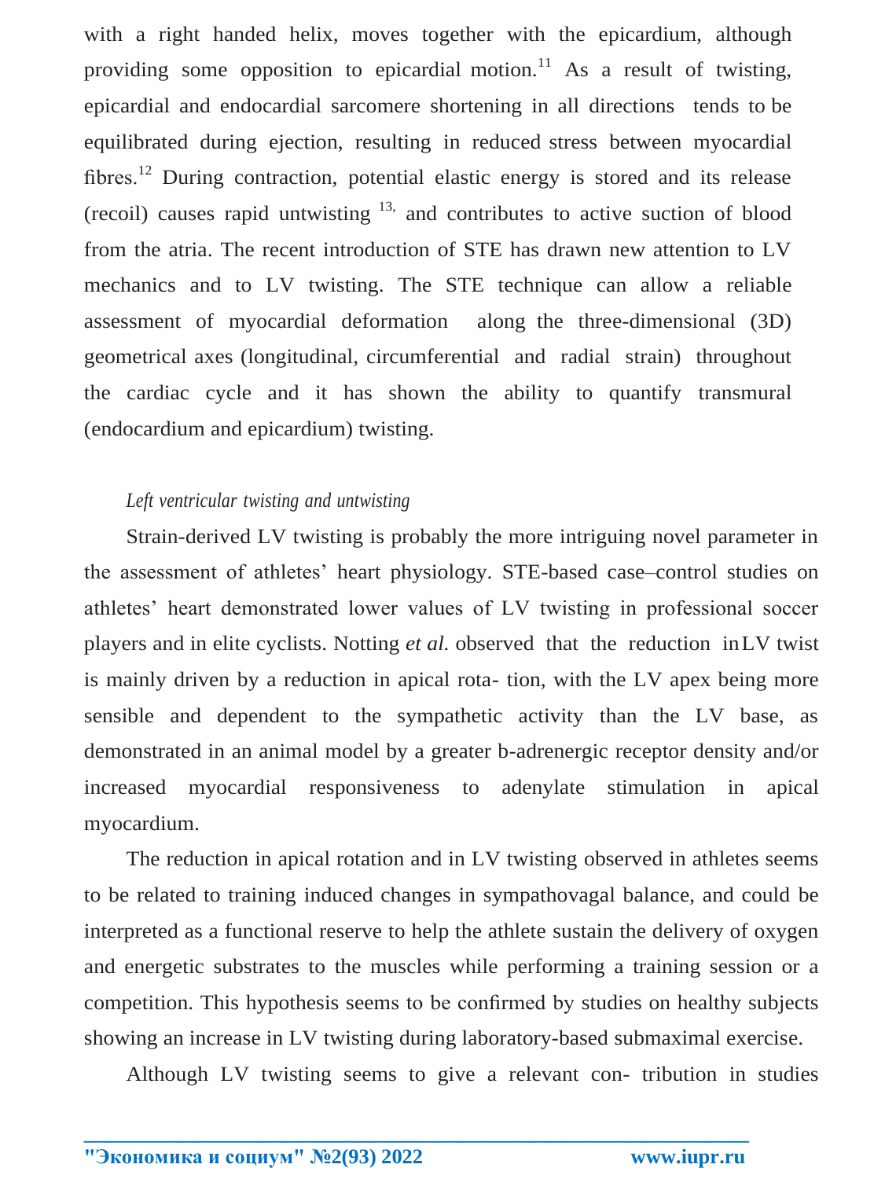with a right handed helix, moves together with the epicardium, although providing some opposition to epicardial motion.[11] As a result of twisting, epicardial and endocardial sarcomere shortening in all directions tends to be equilibrated during ejection, resulting in reduced stress between myocardial fibres.[12] During contraction, potential elastic energy is stored and its release (recoil) causes rapid untwisting [13,] and contributes to active suction of blood from the atria. The recent introduction of STE has drawn new attention to LV mechanics and to LV twisting. The STE technique can allow a reliable assessment of myocardial deformation along the three-dimensional (3D) geometrical axes (longitudinal, circumferential and radial strain) throughout the cardiac cycle and it has shown the ability to quantify transmural (endocardium and epicardium) twisting.

*Left ventricular twisting and untwisting*

Strain-derived LV twisting is probably the more intriguing novel parameter in the assessment of athletes' heart physiology. STE-based case–control studies on athletes' heart demonstrated lower values of LV twisting in professional soccer players and in elite cyclists. Notting *et al.* observed that the reduction in LV twist is mainly driven by a reduction in apical rota- tion, with the LV apex being more sensible and dependent to the sympathetic activity than the LV base, as demonstrated in an animal model by a greater b-adrenergic receptor density and/or increased myocardial responsiveness to adenylate stimulation in apical myocardium.

The reduction in apical rotation and in LV twisting observed in athletes seems to be related to training induced changes in sympathovagal balance, and could be interpreted as a functional reserve to help the athlete sustain the delivery of oxygen and energetic substrates to the muscles while performing a training session or a competition. This hypothesis seems to be confirmed by studies on healthy subjects showing an increase in LV twisting during laboratory-based submaximal exercise.

Although LV twisting seems to give a relevant con- tribution in studies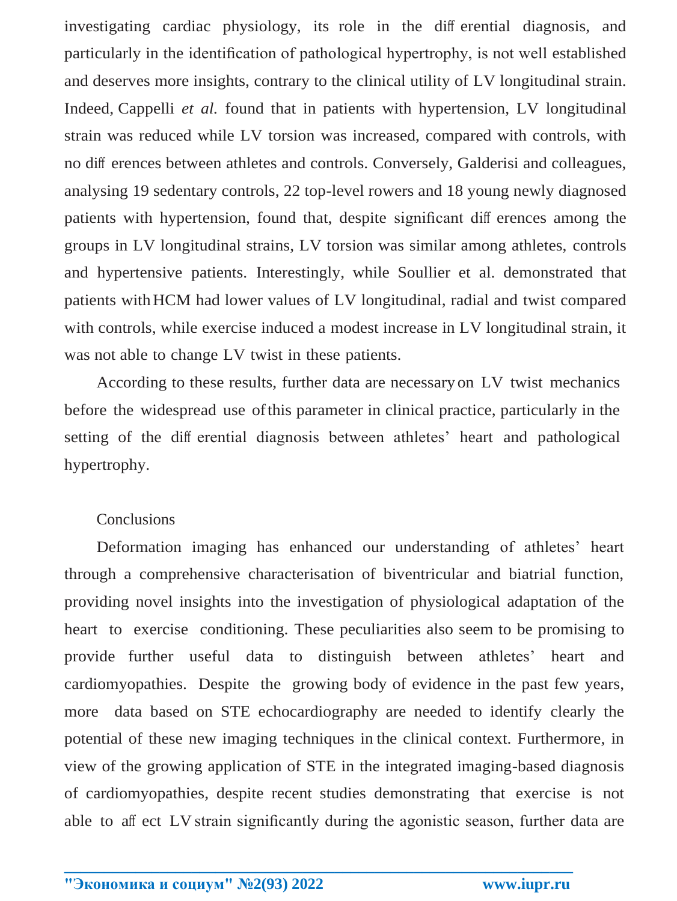investigating cardiac physiology, its role in the differential diagnosis, and particularly in the identification of pathological hypertrophy, is not well established and deserves more insights, contrary to the clinical utility of LV longitudinal strain. Indeed, Cappelli *et al.* found that in patients with hypertension, LV longitudinal strain was reduced while LV torsion was increased, compared with controls, with no differences between athletes and controls. Conversely, Galderisi and colleagues, analysing 19 sedentary controls, 22 top-level rowers and 18 young newly diagnosed patients with hypertension, found that, despite significant differences among the groups in LV longitudinal strains, LV torsion was similar among athletes, controls and hypertensive patients. Interestingly, while Soullier et al. demonstrated that patients with HCM had lower values of LV longitudinal, radial and twist compared with controls, while exercise induced a modest increase in LV longitudinal strain, it was not able to change LV twist in these patients.

According to these results, further data are necessary on LV twist mechanics before the widespread use of this parameter in clinical practice, particularly in the setting of the differential diagnosis between athletes' heart and pathological hypertrophy.

## Conclusions

Deformation imaging has enhanced our understanding of athletes' heart through a comprehensive characterisation of biventricular and biatrial function, providing novel insights into the investigation of physiological adaptation of the heart to exercise conditioning. These peculiarities also seem to be promising to provide further useful data to distinguish between athletes' heart and cardiomyopathies. Despite the growing body of evidence in the past few years, more data based on STE echocardiography are needed to identify clearly the potential of these new imaging techniques in the clinical context. Furthermore, in view of the growing application of STE in the integrated imaging-based diagnosis of cardiomyopathies, despite recent studies demonstrating that exercise is not able to affect LV strain significantly during the agonistic season, further data are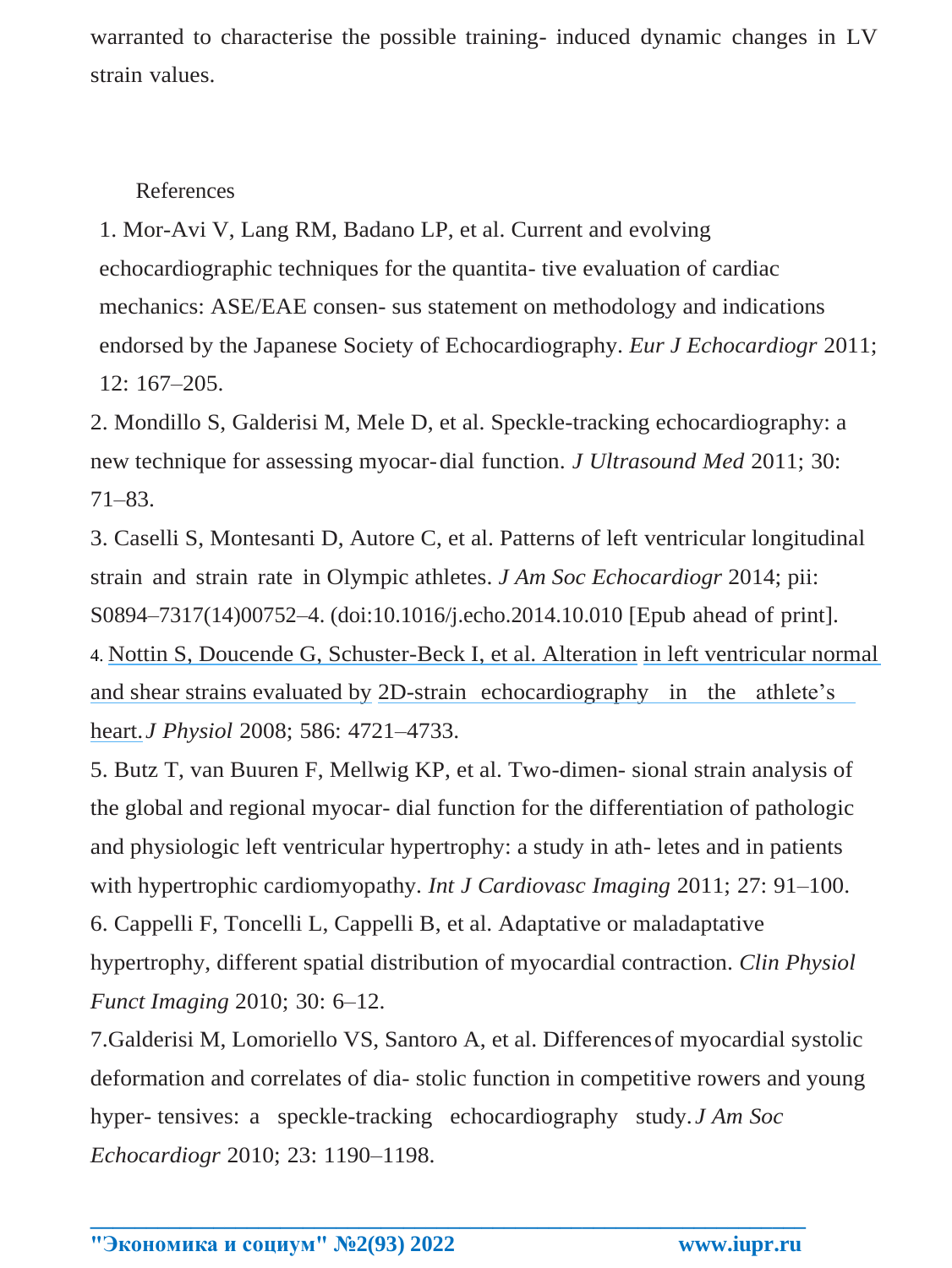warranted to characterise the possible training- induced dynamic changes in LV strain values.

References

1. Mor-Avi V, Lang RM, Badano LP, et al. Current and evolving echocardiographic techniques for the quantita- tive evaluation of cardiac mechanics: ASE/EAE consen- sus statement on methodology and indications endorsed by the Japanese Society of Echocardiography. *Eur J Echocardiogr* 2011; 12: 167–205.
2. Mondillo S, Galderisi M, Mele D, et al. Speckle-tracking echocardiography: a new technique for assessing myocar- dial function. *J Ultrasound Med* 2011; 30: 71–83.
3. Caselli S, Montesanti D, Autore C, et al. Patterns of left ventricular longitudinal strain and strain rate in Olympic athletes. *J Am Soc Echocardiogr* 2014; pii: S0894–7317(14)00752–4. (doi:10.1016/j.echo.2014.10.010 [Epub ahead of print].
4. Nottin S, Doucende G, Schuster-Beck I, et al. Alteration in left ventricular normal and shear strains evaluated by 2D-strain echocardiography in the athlete's heart. *J Physiol* 2008; 586: 4721–4733.
5. Butz T, van Buuren F, Mellwig KP, et al. Two-dimen- sional strain analysis of the global and regional myocar- dial function for the differentiation of pathologic and physiologic left ventricular hypertrophy: a study in ath- letes and in patients with hypertrophic cardiomyopathy. *Int J Cardiovasc Imaging* 2011; 27: 91–100.
6. Cappelli F, Toncelli L, Cappelli B, et al. Adaptative or maladaptative hypertrophy, different spatial distribution of myocardial contraction. *Clin Physiol Funct Imaging* 2010; 30: 6–12.
7. Galderisi M, Lomoriello VS, Santoro A, et al. Differences of myocardial systolic deformation and correlates of dia- stolic function in competitive rowers and young hyper- tensives: a speckle-tracking echocardiography study. *J Am Soc Echocardiogr* 2010; 23: 1190–1198.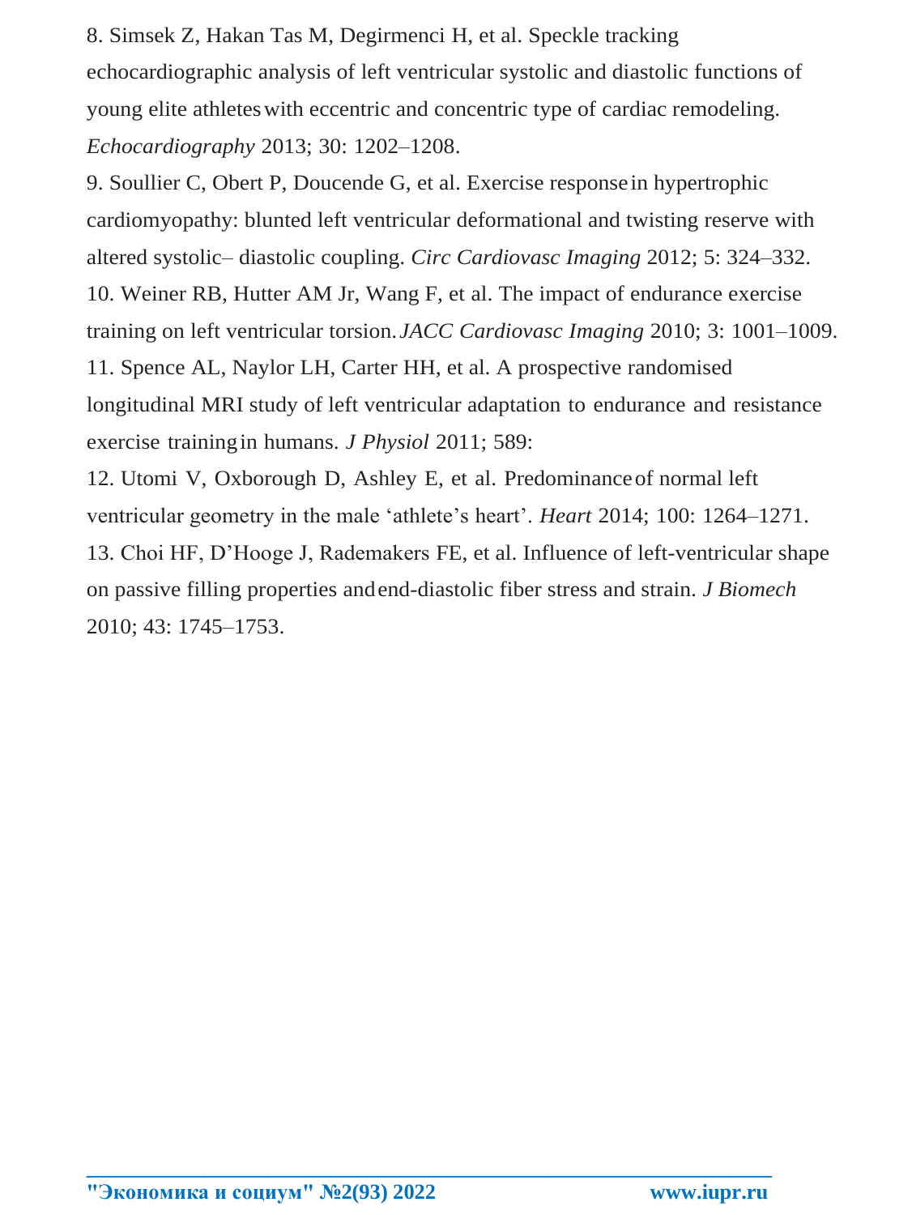8. Simsek Z, Hakan Tas M, Degirmenci H, et al. Speckle tracking echocardiographic analysis of left ventricular systolic and diastolic functions of young elite athletes with eccentric and concentric type of cardiac remodeling. *Echocardiography* 2013; 30: 1202–1208.

9. Soullier C, Obert P, Doucende G, et al. Exercise response in hypertrophic cardiomyopathy: blunted left ventricular deformational and twisting reserve with altered systolic– diastolic coupling. *Circ Cardiovasc Imaging* 2012; 5: 324–332.

10. Weiner RB, Hutter AM Jr, Wang F, et al. The impact of endurance exercise training on left ventricular torsion. *JACC Cardiovasc Imaging* 2010; 3: 1001–1009.

11. Spence AL, Naylor LH, Carter HH, et al. A prospective randomised longitudinal MRI study of left ventricular adaptation to endurance and resistance exercise training in humans. *J Physiol* 2011; 589:

12. Utomi V, Oxborough D, Ashley E, et al. Predominance of normal left ventricular geometry in the male 'athlete's heart'. *Heart* 2014; 100: 1264–1271.

13. Choi HF, D'Hooge J, Rademakers FE, et al. Influence of left-ventricular shape on passive filling properties and end-diastolic fiber stress and strain. *J Biomech* 2010; 43: 1745–1753.